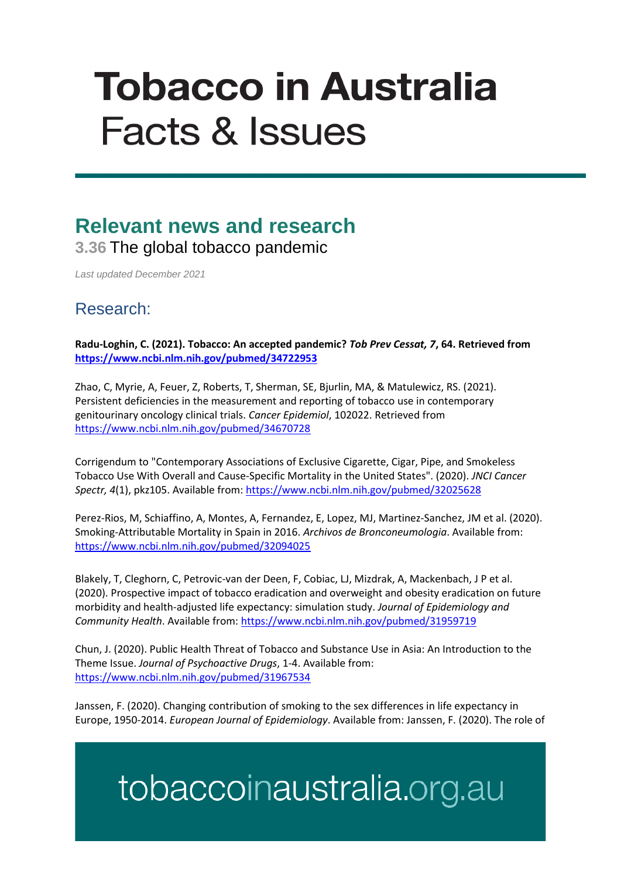# Tobacco in Australia
# Facts & Issues

## Relevant news and research

### 3.36 The global tobacco pandemic

*Last updated December 2021*

## Research:

**Radu-Loghin, C. (2021). Tobacco: An accepted pandemic? *Tob Prev Cessat, 7*, 64. Retrieved from https://www.ncbi.nlm.nih.gov/pubmed/34722953**

Zhao, C, Myrie, A, Feuer, Z, Roberts, T, Sherman, SE, Bjurlin, MA, & Matulewicz, RS. (2021). Persistent deficiencies in the measurement and reporting of tobacco use in contemporary genitourinary oncology clinical trials. *Cancer Epidemiol*, 102022. Retrieved from https://www.ncbi.nlm.nih.gov/pubmed/34670728

Corrigendum to "Contemporary Associations of Exclusive Cigarette, Cigar, Pipe, and Smokeless Tobacco Use With Overall and Cause-Specific Mortality in the United States". (2020). *JNCI Cancer Spectr, 4*(1), pkz105. Available from: https://www.ncbi.nlm.nih.gov/pubmed/32025628

Perez-Rios, M, Schiaffino, A, Montes, A, Fernandez, E, Lopez, MJ, Martinez-Sanchez, JM et al. (2020). Smoking-Attributable Mortality in Spain in 2016. *Archivos de Bronconeumologia*. Available from: https://www.ncbi.nlm.nih.gov/pubmed/32094025

Blakely, T, Cleghorn, C, Petrovic-van der Deen, F, Cobiac, LJ, Mizdrak, A, Mackenbach, J P et al. (2020). Prospective impact of tobacco eradication and overweight and obesity eradication on future morbidity and health-adjusted life expectancy: simulation study. *Journal of Epidemiology and Community Health*. Available from: https://www.ncbi.nlm.nih.gov/pubmed/31959719

Chun, J. (2020). Public Health Threat of Tobacco and Substance Use in Asia: An Introduction to the Theme Issue. *Journal of Psychoactive Drugs*, 1-4. Available from: https://www.ncbi.nlm.nih.gov/pubmed/31967534

Janssen, F. (2020). Changing contribution of smoking to the sex differences in life expectancy in Europe, 1950-2014. *European Journal of Epidemiology*. Available from: Janssen, F. (2020). The role of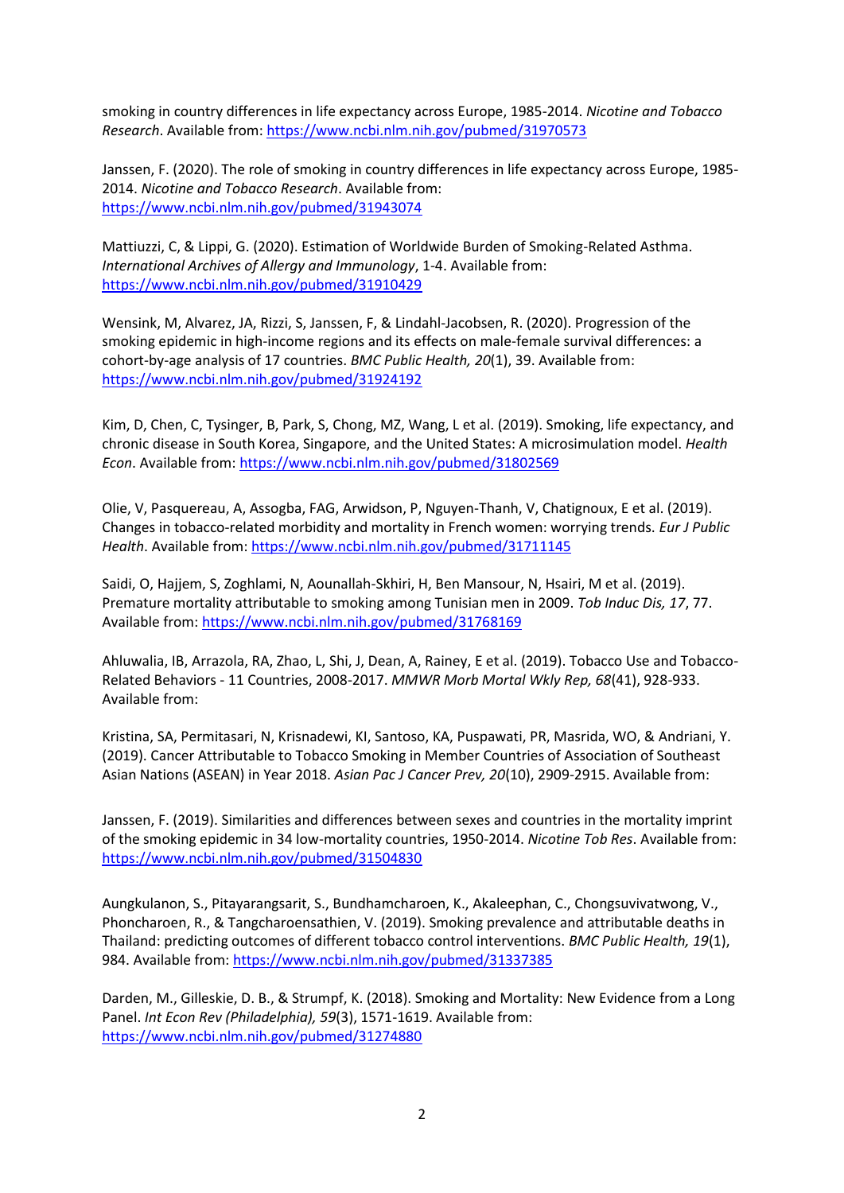smoking in country differences in life expectancy across Europe, 1985-2014. *Nicotine and Tobacco Research*. Available from: https://www.ncbi.nlm.nih.gov/pubmed/31970573

Janssen, F. (2020). The role of smoking in country differences in life expectancy across Europe, 1985-2014. *Nicotine and Tobacco Research*. Available from: https://www.ncbi.nlm.nih.gov/pubmed/31943074

Mattiuzzi, C, & Lippi, G. (2020). Estimation of Worldwide Burden of Smoking-Related Asthma. *International Archives of Allergy and Immunology*, 1-4. Available from: https://www.ncbi.nlm.nih.gov/pubmed/31910429

Wensink, M, Alvarez, JA, Rizzi, S, Janssen, F, & Lindahl-Jacobsen, R. (2020). Progression of the smoking epidemic in high-income regions and its effects on male-female survival differences: a cohort-by-age analysis of 17 countries. *BMC Public Health, 20*(1), 39. Available from: https://www.ncbi.nlm.nih.gov/pubmed/31924192

Kim, D, Chen, C, Tysinger, B, Park, S, Chong, MZ, Wang, L et al. (2019). Smoking, life expectancy, and chronic disease in South Korea, Singapore, and the United States: A microsimulation model. *Health Econ*. Available from: https://www.ncbi.nlm.nih.gov/pubmed/31802569

Olie, V, Pasquereau, A, Assogba, FAG, Arwidson, P, Nguyen-Thanh, V, Chatignoux, E et al. (2019). Changes in tobacco-related morbidity and mortality in French women: worrying trends. *Eur J Public Health*. Available from: https://www.ncbi.nlm.nih.gov/pubmed/31711145

Saidi, O, Hajjem, S, Zoghlami, N, Aounallah-Skhiri, H, Ben Mansour, N, Hsairi, M et al. (2019). Premature mortality attributable to smoking among Tunisian men in 2009. *Tob Induc Dis, 17*, 77. Available from: https://www.ncbi.nlm.nih.gov/pubmed/31768169

Ahluwalia, IB, Arrazola, RA, Zhao, L, Shi, J, Dean, A, Rainey, E et al. (2019). Tobacco Use and Tobacco-Related Behaviors - 11 Countries, 2008-2017. *MMWR Morb Mortal Wkly Rep, 68*(41), 928-933. Available from:

Kristina, SA, Permitasari, N, Krisnadewi, KI, Santoso, KA, Puspawati, PR, Masrida, WO, & Andriani, Y. (2019). Cancer Attributable to Tobacco Smoking in Member Countries of Association of Southeast Asian Nations (ASEAN) in Year 2018. *Asian Pac J Cancer Prev, 20*(10), 2909-2915. Available from:

Janssen, F. (2019). Similarities and differences between sexes and countries in the mortality imprint of the smoking epidemic in 34 low-mortality countries, 1950-2014. *Nicotine Tob Res*. Available from: https://www.ncbi.nlm.nih.gov/pubmed/31504830

Aungkulanon, S., Pitayarangsarit, S., Bundhamcharoen, K., Akaleephan, C., Chongsuvivatwong, V., Phoncharoen, R., & Tangcharoensathien, V. (2019). Smoking prevalence and attributable deaths in Thailand: predicting outcomes of different tobacco control interventions. *BMC Public Health, 19*(1), 984. Available from: https://www.ncbi.nlm.nih.gov/pubmed/31337385

Darden, M., Gilleskie, D. B., & Strumpf, K. (2018). Smoking and Mortality: New Evidence from a Long Panel. *Int Econ Rev (Philadelphia), 59*(3), 1571-1619. Available from: https://www.ncbi.nlm.nih.gov/pubmed/31274880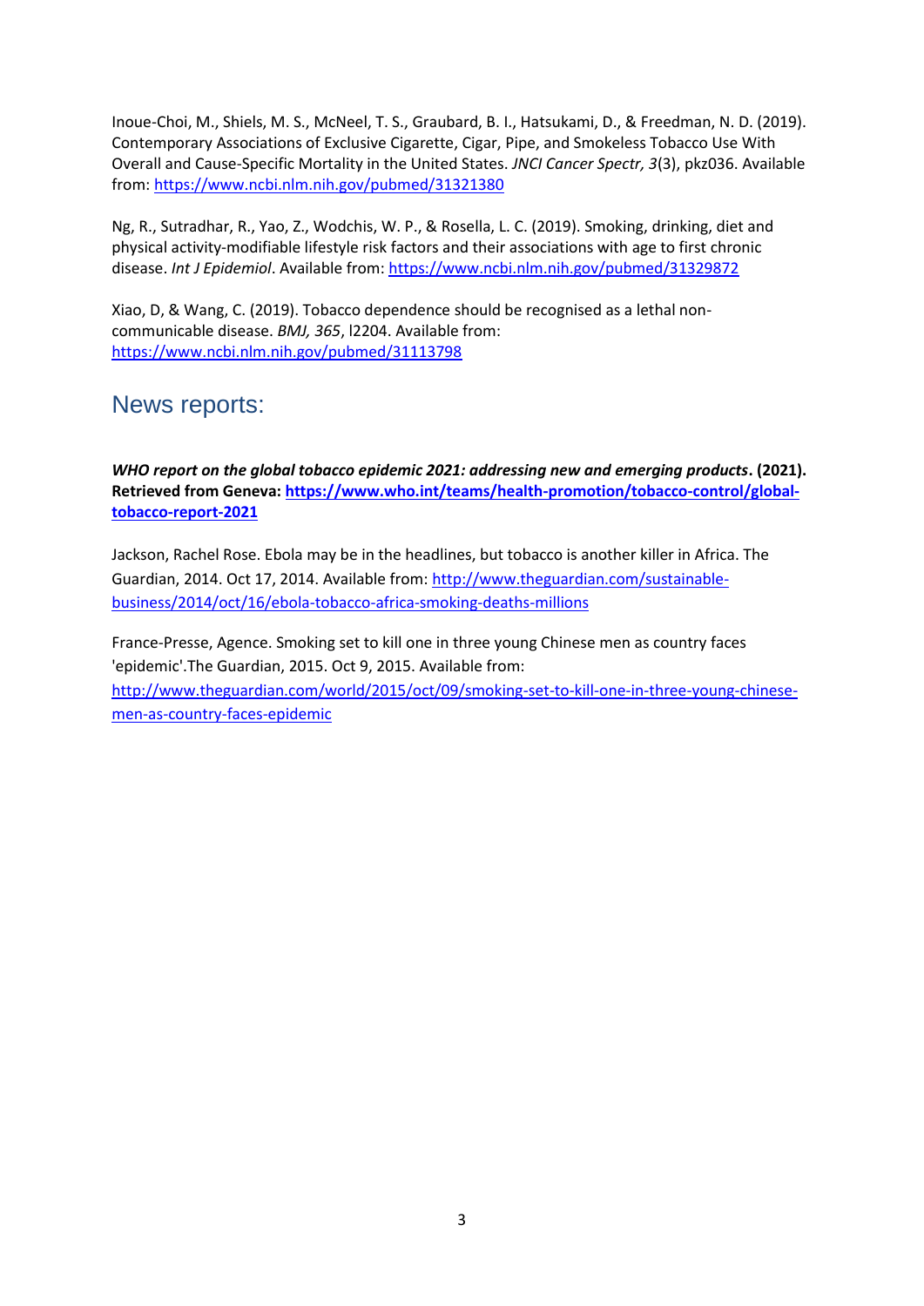Inoue-Choi, M., Shiels, M. S., McNeel, T. S., Graubard, B. I., Hatsukami, D., & Freedman, N. D. (2019). Contemporary Associations of Exclusive Cigarette, Cigar, Pipe, and Smokeless Tobacco Use With Overall and Cause-Specific Mortality in the United States. *JNCI Cancer Spectr, 3*(3), pkz036. Available from: https://www.ncbi.nlm.nih.gov/pubmed/31321380

Ng, R., Sutradhar, R., Yao, Z., Wodchis, W. P., & Rosella, L. C. (2019). Smoking, drinking, diet and physical activity-modifiable lifestyle risk factors and their associations with age to first chronic disease. *Int J Epidemiol*. Available from: https://www.ncbi.nlm.nih.gov/pubmed/31329872

Xiao, D, & Wang, C. (2019). Tobacco dependence should be recognised as a lethal non-communicable disease. *BMJ, 365*, l2204. Available from: https://www.ncbi.nlm.nih.gov/pubmed/31113798

## News reports:

***WHO report on the global tobacco epidemic 2021: addressing new and emerging products*. (2021). Retrieved from Geneva: https://www.who.int/teams/health-promotion/tobacco-control/global-tobacco-report-2021**

Jackson, Rachel Rose. Ebola may be in the headlines, but tobacco is another killer in Africa. The Guardian, 2014. Oct 17, 2014. Available from: http://www.theguardian.com/sustainable-business/2014/oct/16/ebola-tobacco-africa-smoking-deaths-millions

France-Presse, Agence. Smoking set to kill one in three young Chinese men as country faces 'epidemic'.The Guardian, 2015. Oct 9, 2015. Available from: http://www.theguardian.com/world/2015/oct/09/smoking-set-to-kill-one-in-three-young-chinese-men-as-country-faces-epidemic